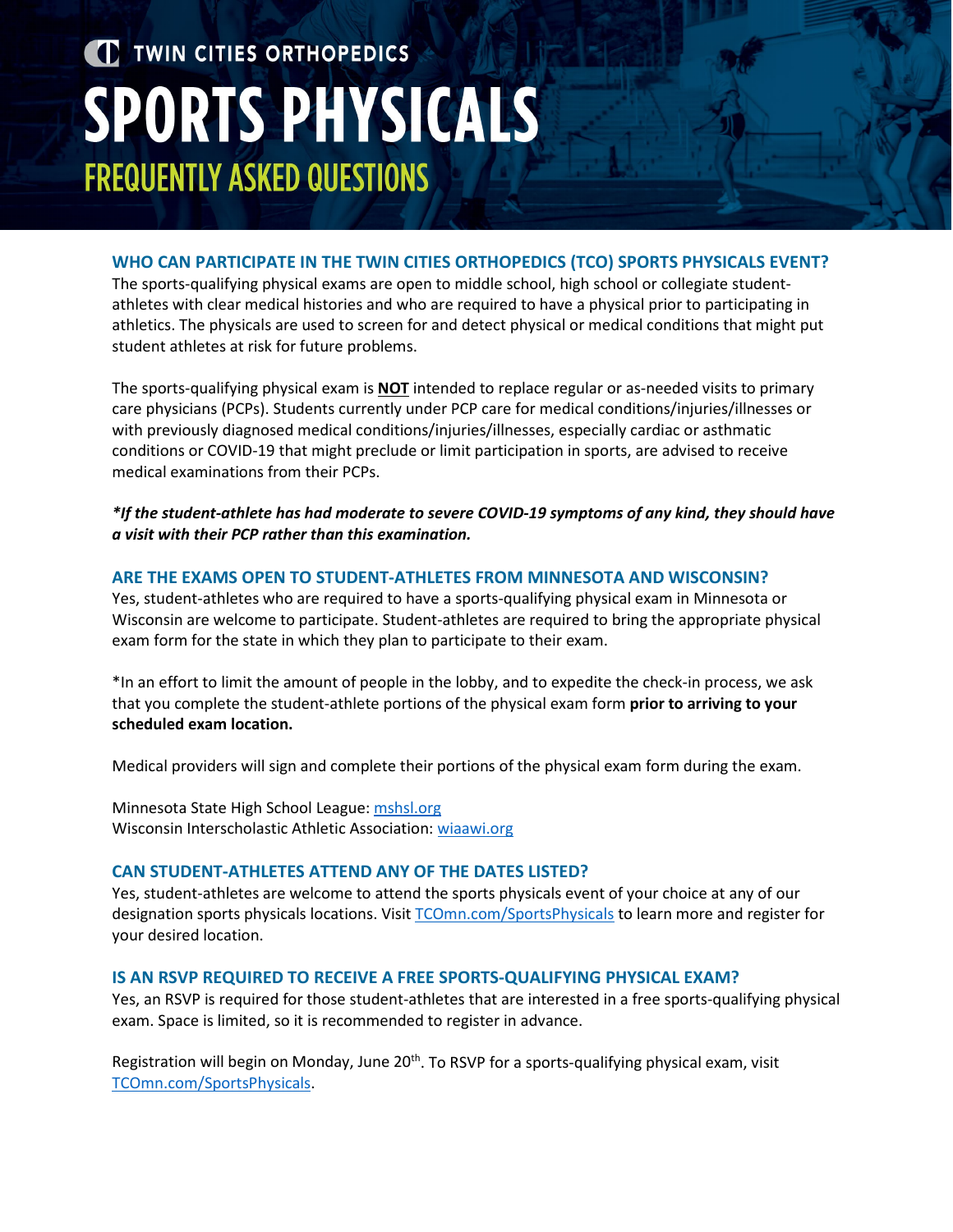TWIN CITIES ORTHOPEDICS

# SPORTS PHYSICALS

## FREQUENTLY ASKED QUESTIONS

### WHO CAN PARTICIPATE IN THE TWIN CITIES ORTHOPEDICS (TCO) SPORTS PHYSICALS EVENT?

The sports-qualifying physical exams are open to middle school, high school or collegiate student-athletes with clear medical histories and who are required to have a physical prior to participating in athletics. The physicals are used to screen for and detect physical or medical conditions that might put student athletes at risk for future problems.

The sports-qualifying physical exam is **NOT** intended to replace regular or as-needed visits to primary care physicians (PCPs). Students currently under PCP care for medical conditions/injuries/illnesses or with previously diagnosed medical conditions/injuries/illnesses, especially cardiac or asthmatic conditions or COVID-19 that might preclude or limit participation in sports, are advised to receive medical examinations from their PCPs.

***If the student-athlete has had moderate to severe COVID-19 symptoms of any kind, they should have a visit with their PCP rather than this examination.***

### ARE THE EXAMS OPEN TO STUDENT-ATHLETES FROM MINNESOTA AND WISCONSIN?

Yes, student-athletes who are required to have a sports-qualifying physical exam in Minnesota or Wisconsin are welcome to participate. Student-athletes are required to bring the appropriate physical exam form for the state in which they plan to participate to their exam.

*In an effort to limit the amount of people in the lobby, and to expedite the check-in process, we ask that you complete the student-athlete portions of the physical exam form **prior to arriving to your scheduled exam location.**

Medical providers will sign and complete their portions of the physical exam form during the exam.

Minnesota State High School League: mshsl.org
Wisconsin Interscholastic Athletic Association: wiaawi.org

### CAN STUDENT-ATHLETES ATTEND ANY OF THE DATES LISTED?

Yes, student-athletes are welcome to attend the sports physicals event of your choice at any of our designation sports physicals locations. Visit TCOmn.com/SportsPhysicals to learn more and register for your desired location.

### IS AN RSVP REQUIRED TO RECEIVE A FREE SPORTS-QUALIFYING PHYSICAL EXAM?

Yes, an RSVP is required for those student-athletes that are interested in a free sports-qualifying physical exam. Space is limited, so it is recommended to register in advance.

Registration will begin on Monday, June 20th. To RSVP for a sports-qualifying physical exam, visit TCOmn.com/SportsPhysicals.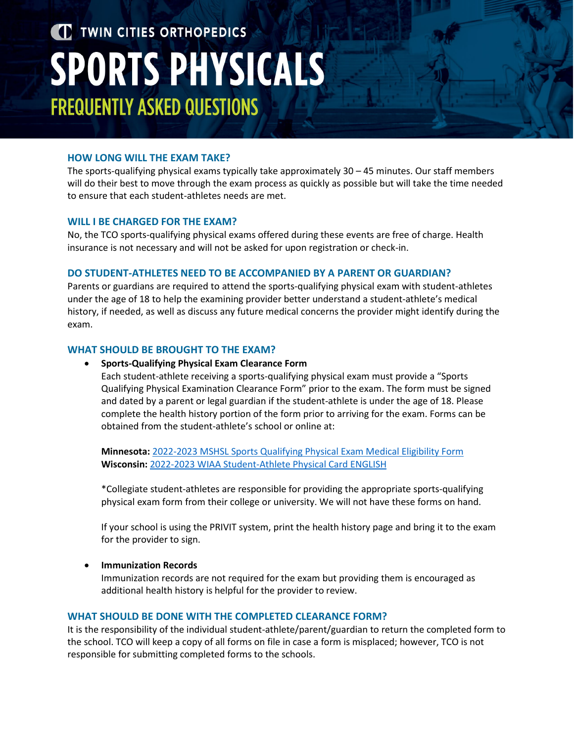TWIN CITIES ORTHOPEDICS

# SPORTS PHYSICALS

## FREQUENTLY ASKED QUESTIONS

### HOW LONG WILL THE EXAM TAKE?

The sports-qualifying physical exams typically take approximately 30 – 45 minutes. Our staff members will do their best to move through the exam process as quickly as possible but will take the time needed to ensure that each student-athletes needs are met.

### WILL I BE CHARGED FOR THE EXAM?

No, the TCO sports-qualifying physical exams offered during these events are free of charge. Health insurance is not necessary and will not be asked for upon registration or check-in.

### DO STUDENT-ATHLETES NEED TO BE ACCOMPANIED BY A PARENT OR GUARDIAN?

Parents or guardians are required to attend the sports-qualifying physical exam with student-athletes under the age of 18 to help the examining provider better understand a student-athlete's medical history, if needed, as well as discuss any future medical concerns the provider might identify during the exam.

### WHAT SHOULD BE BROUGHT TO THE EXAM?

- **Sports-Qualifying Physical Exam Clearance Form**
  Each student-athlete receiving a sports-qualifying physical exam must provide a "Sports Qualifying Physical Examination Clearance Form" prior to the exam. The form must be signed and dated by a parent or legal guardian if the student-athlete is under the age of 18. Please complete the health history portion of the form prior to arriving for the exam. Forms can be obtained from the student-athlete's school or online at:

  **Minnesota:** 2022-2023 MSHSL Sports Qualifying Physical Exam Medical Eligibility Form
  **Wisconsin:** 2022-2023 WIAA Student-Athlete Physical Card ENGLISH

  *Collegiate student-athletes are responsible for providing the appropriate sports-qualifying physical exam form from their college or university. We will not have these forms on hand.

  If your school is using the PRIVIT system, print the health history page and bring it to the exam for the provider to sign.

- **Immunization Records**
  Immunization records are not required for the exam but providing them is encouraged as additional health history is helpful for the provider to review.

### WHAT SHOULD BE DONE WITH THE COMPLETED CLEARANCE FORM?

It is the responsibility of the individual student-athlete/parent/guardian to return the completed form to the school. TCO will keep a copy of all forms on file in case a form is misplaced; however, TCO is not responsible for submitting completed forms to the schools.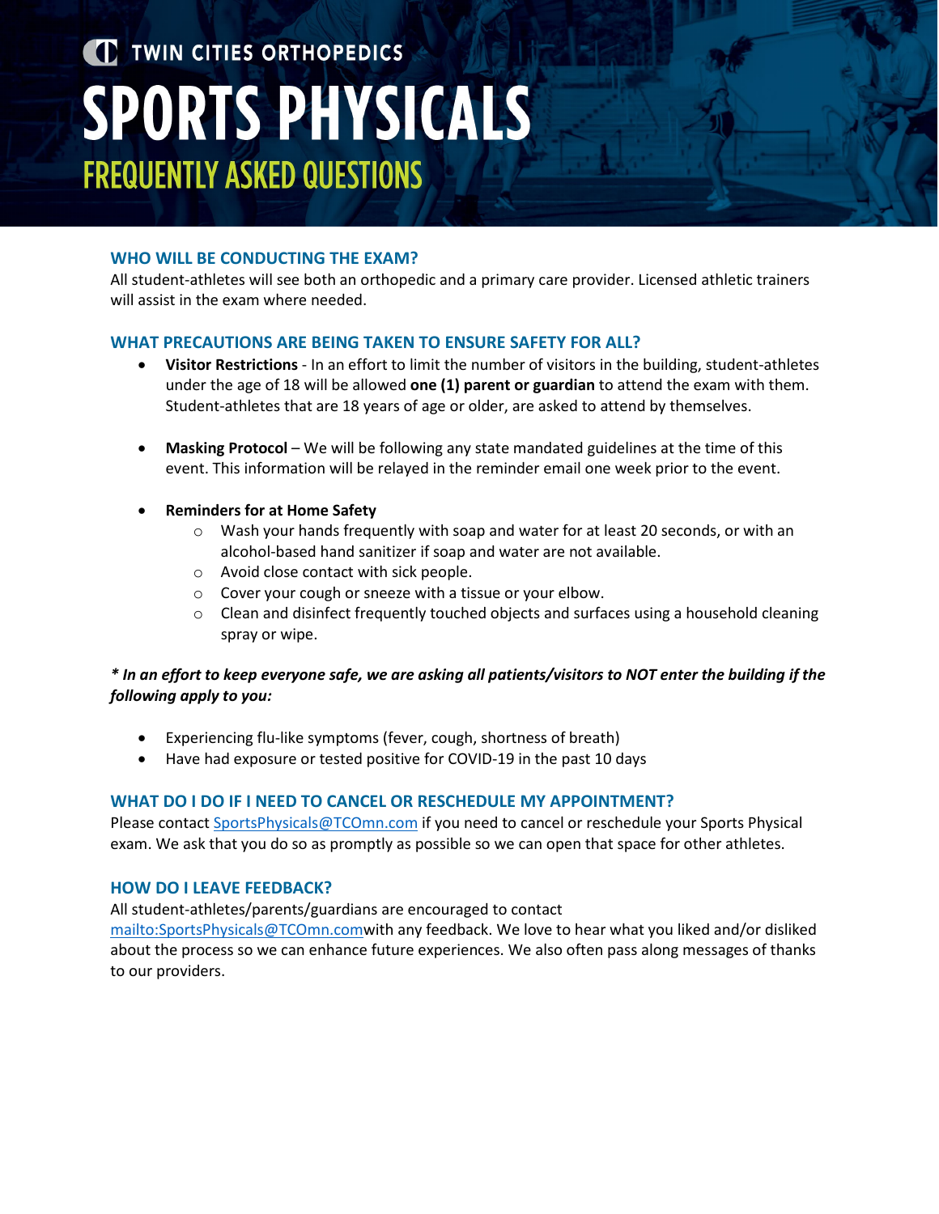TWIN CITIES ORTHOPEDICS

# SPORTS PHYSICALS

## FREQUENTLY ASKED QUESTIONS

### WHO WILL BE CONDUCTING THE EXAM?

All student-athletes will see both an orthopedic and a primary care provider. Licensed athletic trainers will assist in the exam where needed.

### WHAT PRECAUTIONS ARE BEING TAKEN TO ENSURE SAFETY FOR ALL?

- **Visitor Restrictions** - In an effort to limit the number of visitors in the building, student-athletes under the age of 18 will be allowed **one (1) parent or guardian** to attend the exam with them. Student-athletes that are 18 years of age or older, are asked to attend by themselves.

- **Masking Protocol** – We will be following any state mandated guidelines at the time of this event. This information will be relayed in the reminder email one week prior to the event.

- **Reminders for at Home Safety**
  - Wash your hands frequently with soap and water for at least 20 seconds, or with an alcohol-based hand sanitizer if soap and water are not available.
  - Avoid close contact with sick people.
  - Cover your cough or sneeze with a tissue or your elbow.
  - Clean and disinfect frequently touched objects and surfaces using a household cleaning spray or wipe.

***\* In an effort to keep everyone safe, we are asking all patients/visitors to NOT enter the building if the following apply to you:***

- Experiencing flu-like symptoms (fever, cough, shortness of breath)
- Have had exposure or tested positive for COVID-19 in the past 10 days

### WHAT DO I DO IF I NEED TO CANCEL OR RESCHEDULE MY APPOINTMENT?

Please contact SportsPhysicals@TCOmn.com if you need to cancel or reschedule your Sports Physical exam. We ask that you do so as promptly as possible so we can open that space for other athletes.

### HOW DO I LEAVE FEEDBACK?

All student-athletes/parents/guardians are encouraged to contact mailto:SportsPhysicals@TCOmn.comwith any feedback. We love to hear what you liked and/or disliked about the process so we can enhance future experiences. We also often pass along messages of thanks to our providers.